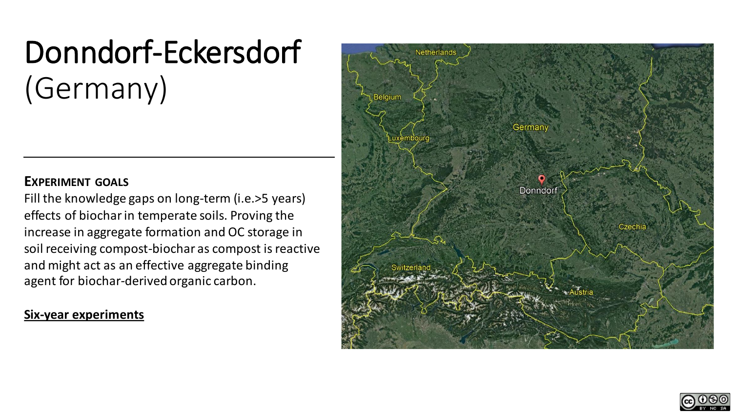# Donndorf-Eckersdorf (Germany)

**EXPERIMENT GOALS**

Fill the knowledge gaps on long-term (i.e.>5 years) effects of biochar in temperate soils. Proving the increase in aggregate formation and OC storage in soil receiving compost-biochar as compost is reactive and might act as an effective aggregate binding agent for biochar-derived organic carbon.

**Six-year experiments**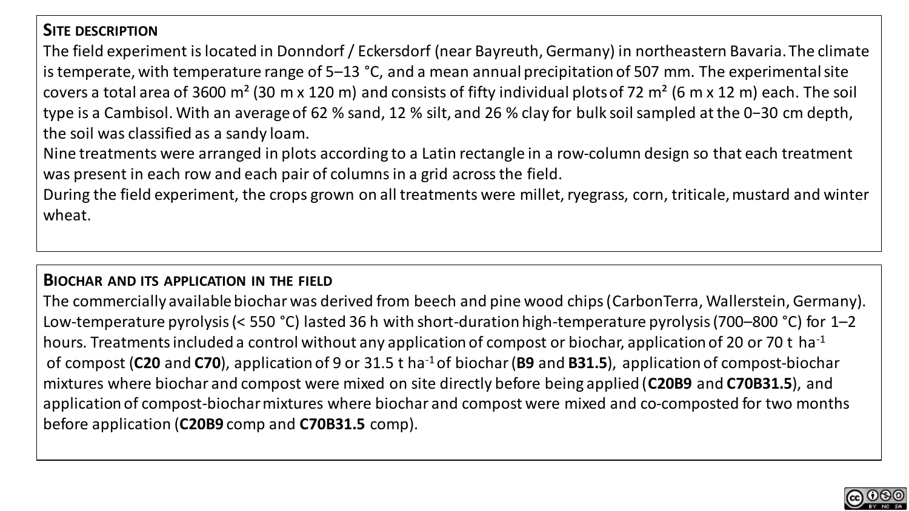## Site description

The field experiment is located in Donndorf / Eckersdorf (near Bayreuth, Germany) in northeastern Bavaria. The climate is temperate, with temperature range of 5–13 °C, and a mean annual precipitation of 507 mm. The experimental site covers a total area of 3600 m² (30 m x 120 m) and consists of fifty individual plots of 72 m² (6 m x 12 m) each. The soil type is a Cambisol. With an average of 62 % sand, 12 % silt, and 26 % clay for bulk soil sampled at the 0−30 cm depth, the soil was classified as a sandy loam.

Nine treatments were arranged in plots according to a Latin rectangle in a row-column design so that each treatment was present in each row and each pair of columns in a grid across the field.

During the field experiment, the crops grown on all treatments were millet, ryegrass, corn, triticale, mustard and winter wheat.

## Biochar and its application in the field

The commercially available biochar was derived from beech and pine wood chips (CarbonTerra, Wallerstein, Germany). Low-temperature pyrolysis (< 550 °C) lasted 36 h with short-duration high-temperature pyrolysis (700–800 °C) for 1–2 hours. Treatments included a control without any application of compost or biochar, application of 20 or 70 t ha$^{-1}$ of compost (**C20** and **C70**), application of 9 or 31.5 t ha$^{-1}$ of biochar (**B9** and **B31.5**), application of compost-biochar mixtures where biochar and compost were mixed on site directly before being applied (**C20B9** and **C70B31.5**), and application of compost-biochar mixtures where biochar and compost were mixed and co-composted for two months before application (**C20B9** comp and **C70B31.5** comp).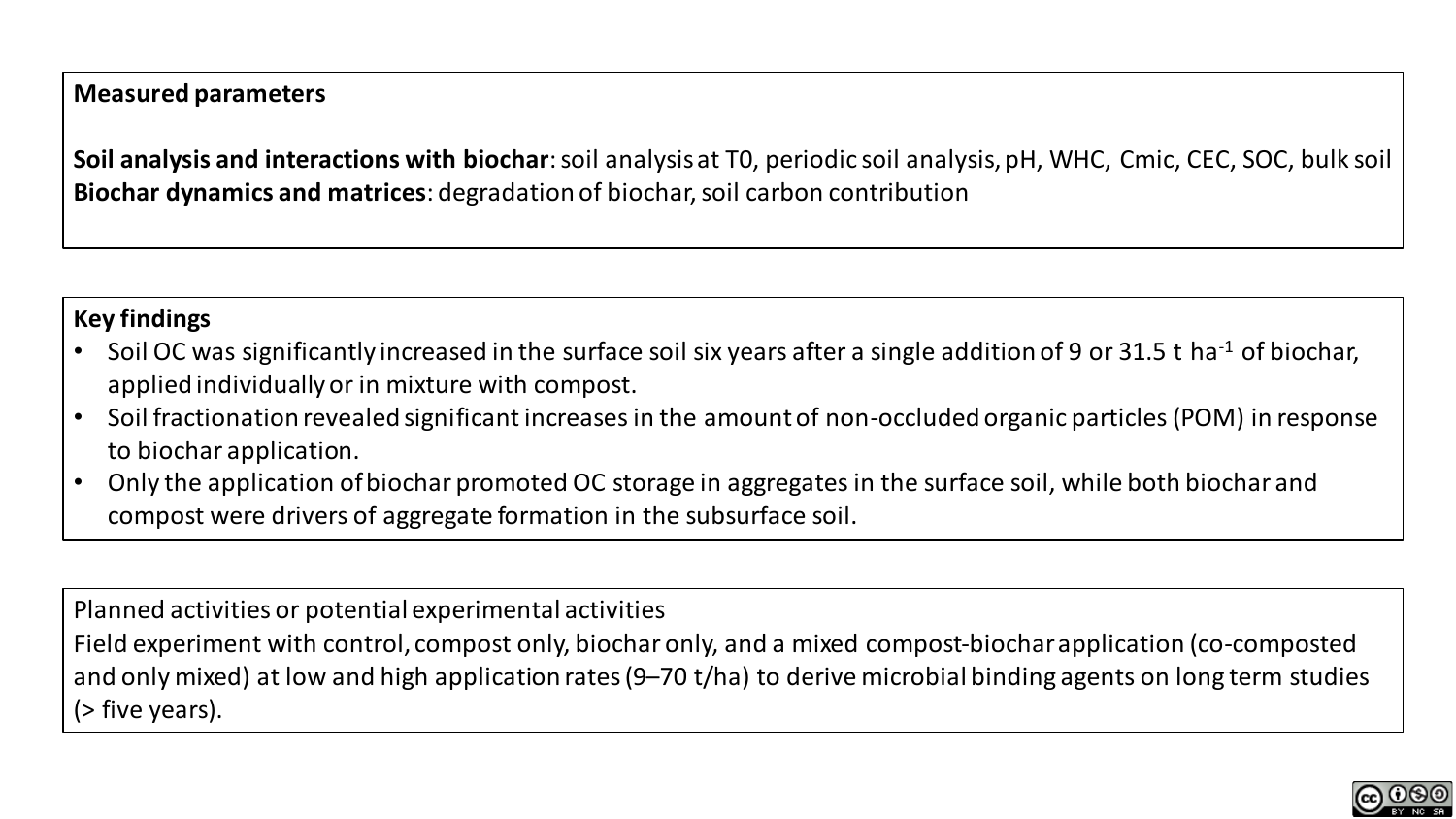**Measured parameters**

**Soil analysis and interactions with biochar**: soil analysis at T0, periodic soil analysis, pH, WHC, Cmic, CEC, SOC, bulk soil
**Biochar dynamics and matrices**: degradation of biochar, soil carbon contribution

**Key findings**

- Soil OC was significantly increased in the surface soil six years after a single addition of 9 or 31.5 t $ha^{-1}$ of biochar, applied individually or in mixture with compost.
- Soil fractionation revealed significant increases in the amount of non-occluded organic particles (POM) in response to biochar application.
- Only the application of biochar promoted OC storage in aggregates in the surface soil, while both biochar and compost were drivers of aggregate formation in the subsurface soil.

Planned activities or potential experimental activities
Field experiment with control, compost only, biochar only, and a mixed compost-biochar application (co-composted and only mixed) at low and high application rates (9–70 t/ha) to derive microbial binding agents on long term studies (> five years).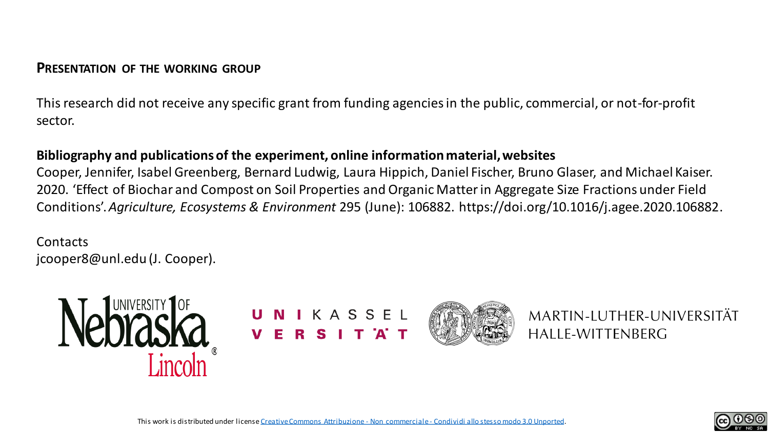## Presentation of the working group

This research did not receive any specific grant from funding agencies in the public, commercial, or not-for-profit sector.

**Bibliography and publications of the experiment, online information material, websites**

Cooper, Jennifer, Isabel Greenberg, Bernard Ludwig, Laura Hippich, Daniel Fischer, Bruno Glaser, and Michael Kaiser. 2020. 'Effect of Biochar and Compost on Soil Properties and Organic Matter in Aggregate Size Fractions under Field Conditions'. *Agriculture, Ecosystems & Environment* 295 (June): 106882. https://doi.org/10.1016/j.agee.2020.106882.

Contacts
jcooper8@unl.edu (J. Cooper).

University of Nebraska Lincoln

UNI KASSEL VERSITÄT

MARTIN-LUTHER-UNIVERSITÄT HALLE-WITTENBERG

This work is distributed under license Creative Commons Attribuzione - Non commerciale - Condividi allo stesso modo 3.0 Unported.